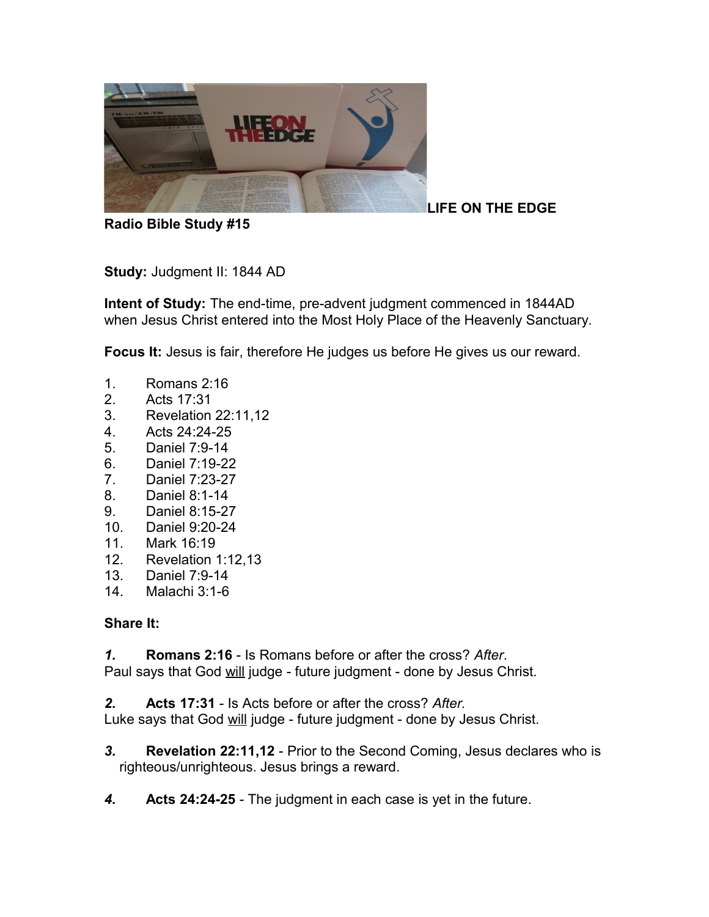**LIFE ON THE EDGE Radio Bible Study #15**

**Study:** Judgment II: 1844 AD

**Intent of Study:** The end-time, pre-advent judgment commenced in 1844AD when Jesus Christ entered into the Most Holy Place of the Heavenly Sanctuary.

**Focus It:** Jesus is fair, therefore He judges us before He gives us our reward.

1. Romans 2:16
2. Acts 17:31
3. Revelation 22:11,12
4. Acts 24:24-25
5. Daniel 7:9-14
6. Daniel 7:19-22
7. Daniel 7:23-27
8. Daniel 8:1-14
9. Daniel 8:15-27
10. Daniel 9:20-24
11. Mark 16:19
12. Revelation 1:12,13
13. Daniel 7:9-14
14. Malachi 3:1-6

**Share It:**

***1.*** **Romans 2:16** - Is Romans before or after the cross? *After*.
Paul says that God <u>will</u> judge - future judgment - done by Jesus Christ.

***2.*** **Acts 17:31** - Is Acts before or after the cross? *After.*
Luke says that God <u>will</u> judge - future judgment - done by Jesus Christ.

***3.*** **Revelation 22:11,12** - Prior to the Second Coming, Jesus declares who is righteous/unrighteous. Jesus brings a reward.

***4.*** **Acts 24:24-25** - The judgment in each case is yet in the future.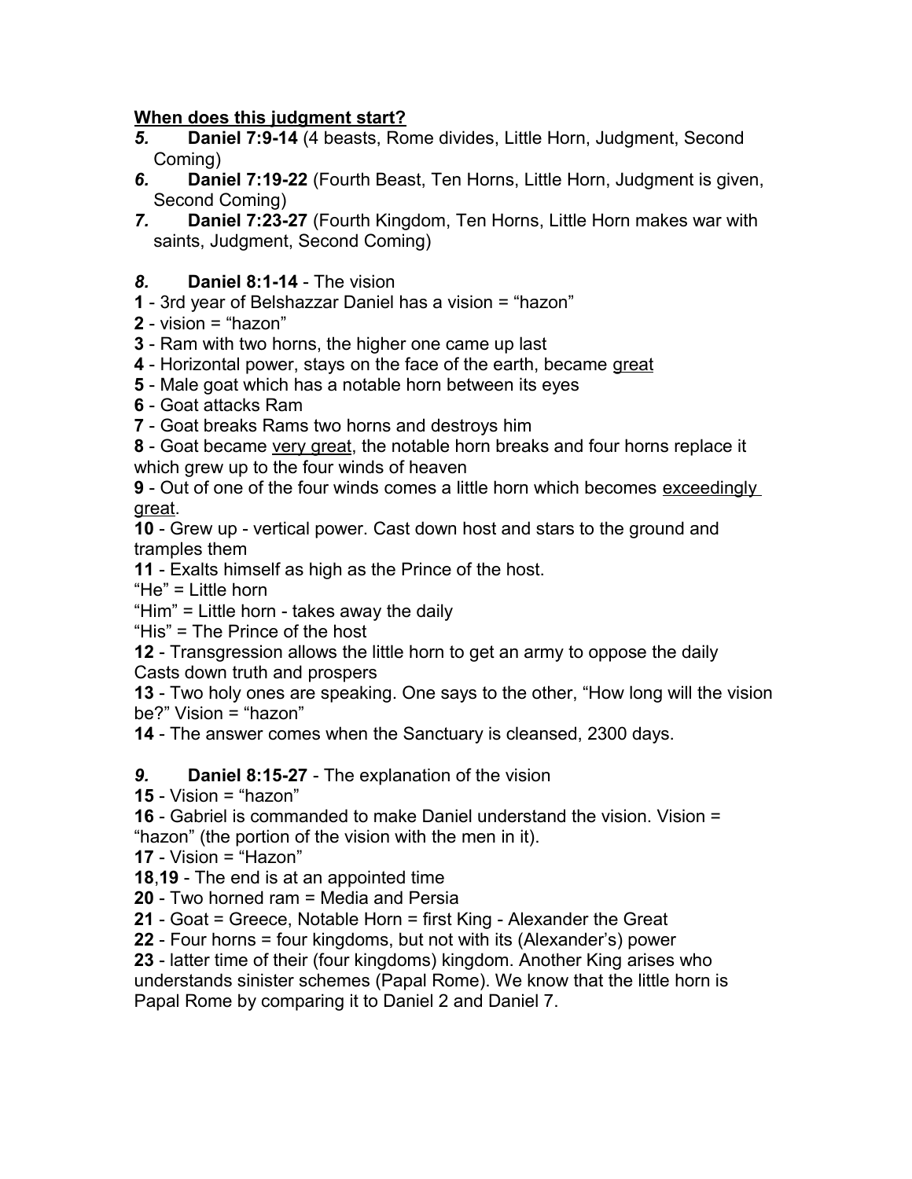**<u>When does this judgment start?</u>**

*5.* **Daniel 7:9-14** (4 beasts, Rome divides, Little Horn, Judgment, Second Coming)

*6.* **Daniel 7:19-22** (Fourth Beast, Ten Horns, Little Horn, Judgment is given, Second Coming)

*7.* **Daniel 7:23-27** (Fourth Kingdom, Ten Horns, Little Horn makes war with saints, Judgment, Second Coming)

*8.* **Daniel 8:1-14** - The vision

**1** - 3rd year of Belshazzar Daniel has a vision = "hazon"
**2** - vision = "hazon"
**3** - Ram with two horns, the higher one came up last
**4** - Horizontal power, stays on the face of the earth, became <u>great</u>
**5** - Male goat which has a notable horn between its eyes
**6** - Goat attacks Ram
**7** - Goat breaks Rams two horns and destroys him
**8** - Goat became <u>very great</u>, the notable horn breaks and four horns replace it which grew up to the four winds of heaven
**9** - Out of one of the four winds comes a little horn which becomes <u>exceedingly great</u>.
**10** - Grew up - vertical power. Cast down host and stars to the ground and tramples them
**11** - Exalts himself as high as the Prince of the host.
"He" = Little horn
"Him" = Little horn - takes away the daily
"His" = The Prince of the host
**12** - Transgression allows the little horn to get an army to oppose the daily
Casts down truth and prospers
**13** - Two holy ones are speaking. One says to the other, "How long will the vision be?" Vision = "hazon"
**14** - The answer comes when the Sanctuary is cleansed, 2300 days.

*9.* **Daniel 8:15-27** - The explanation of the vision

**15** - Vision = "hazon"
**16** - Gabriel is commanded to make Daniel understand the vision. Vision = "hazon" (the portion of the vision with the men in it).
**17** - Vision = "Hazon"
**18**,**19** - The end is at an appointed time
**20** - Two horned ram = Media and Persia
**21** - Goat = Greece, Notable Horn = first King - Alexander the Great
**22** - Four horns = four kingdoms, but not with its (Alexander's) power
**23** - latter time of their (four kingdoms) kingdom. Another King arises who understands sinister schemes (Papal Rome). We know that the little horn is Papal Rome by comparing it to Daniel 2 and Daniel 7.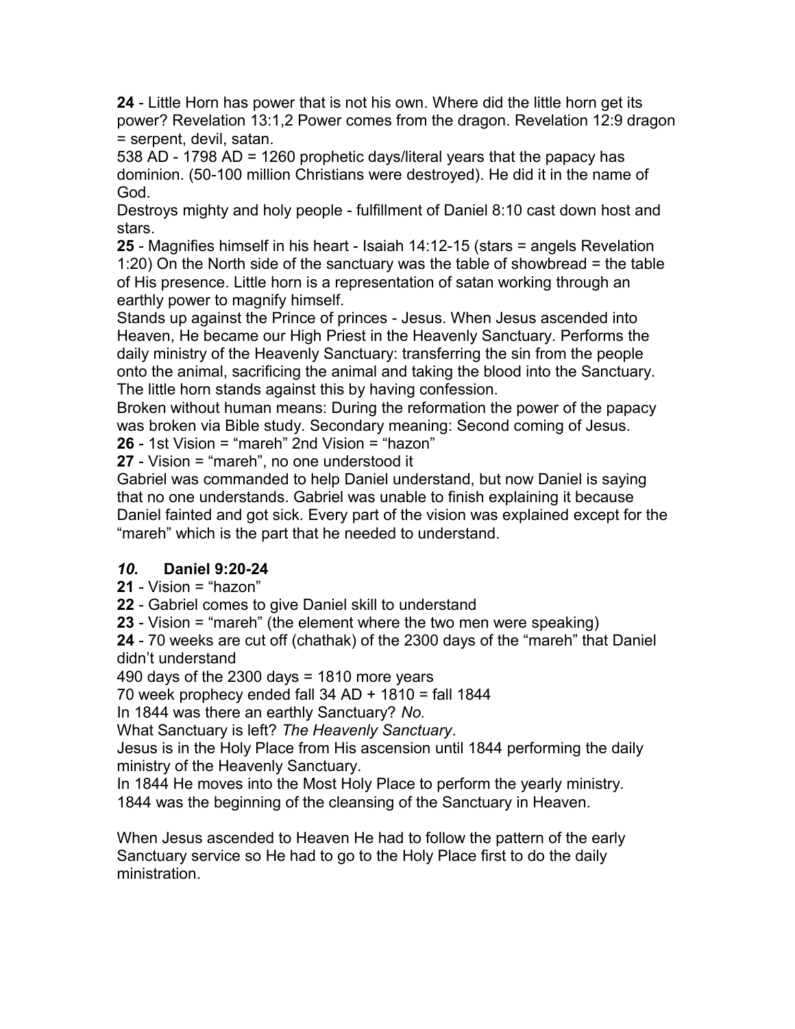**24** - Little Horn has power that is not his own. Where did the little horn get its power? Revelation 13:1,2 Power comes from the dragon. Revelation 12:9 dragon = serpent, devil, satan.

538 AD - 1798 AD = 1260 prophetic days/literal years that the papacy has dominion. (50-100 million Christians were destroyed). He did it in the name of God.

Destroys mighty and holy people - fulfillment of Daniel 8:10 cast down host and stars.

**25** - Magnifies himself in his heart - Isaiah 14:12-15 (stars = angels Revelation 1:20) On the North side of the sanctuary was the table of showbread = the table of His presence. Little horn is a representation of satan working through an earthly power to magnify himself.

Stands up against the Prince of princes - Jesus. When Jesus ascended into Heaven, He became our High Priest in the Heavenly Sanctuary. Performs the daily ministry of the Heavenly Sanctuary: transferring the sin from the people onto the animal, sacrificing the animal and taking the blood into the Sanctuary. The little horn stands against this by having confession.

Broken without human means: During the reformation the power of the papacy was broken via Bible study. Secondary meaning: Second coming of Jesus.

**26** - 1st Vision = "mareh" 2nd Vision = "hazon"

**27** - Vision = "mareh", no one understood it

Gabriel was commanded to help Daniel understand, but now Daniel is saying that no one understands. Gabriel was unable to finish explaining it because Daniel fainted and got sick. Every part of the vision was explained except for the "mareh" which is the part that he needed to understand.

## *10.* Daniel 9:20-24

**21** - Vision = "hazon"

**22** - Gabriel comes to give Daniel skill to understand

**23** - Vision = "mareh" (the element where the two men were speaking)

**24** - 70 weeks are cut off (chathak) of the 2300 days of the "mareh" that Daniel didn't understand

490 days of the 2300 days = 1810 more years

70 week prophecy ended fall 34 AD + 1810 = fall 1844

In 1844 was there an earthly Sanctuary? *No.*

What Sanctuary is left? *The Heavenly Sanctuary*.

Jesus is in the Holy Place from His ascension until 1844 performing the daily ministry of the Heavenly Sanctuary.

In 1844 He moves into the Most Holy Place to perform the yearly ministry.

1844 was the beginning of the cleansing of the Sanctuary in Heaven.

When Jesus ascended to Heaven He had to follow the pattern of the early Sanctuary service so He had to go to the Holy Place first to do the daily ministration.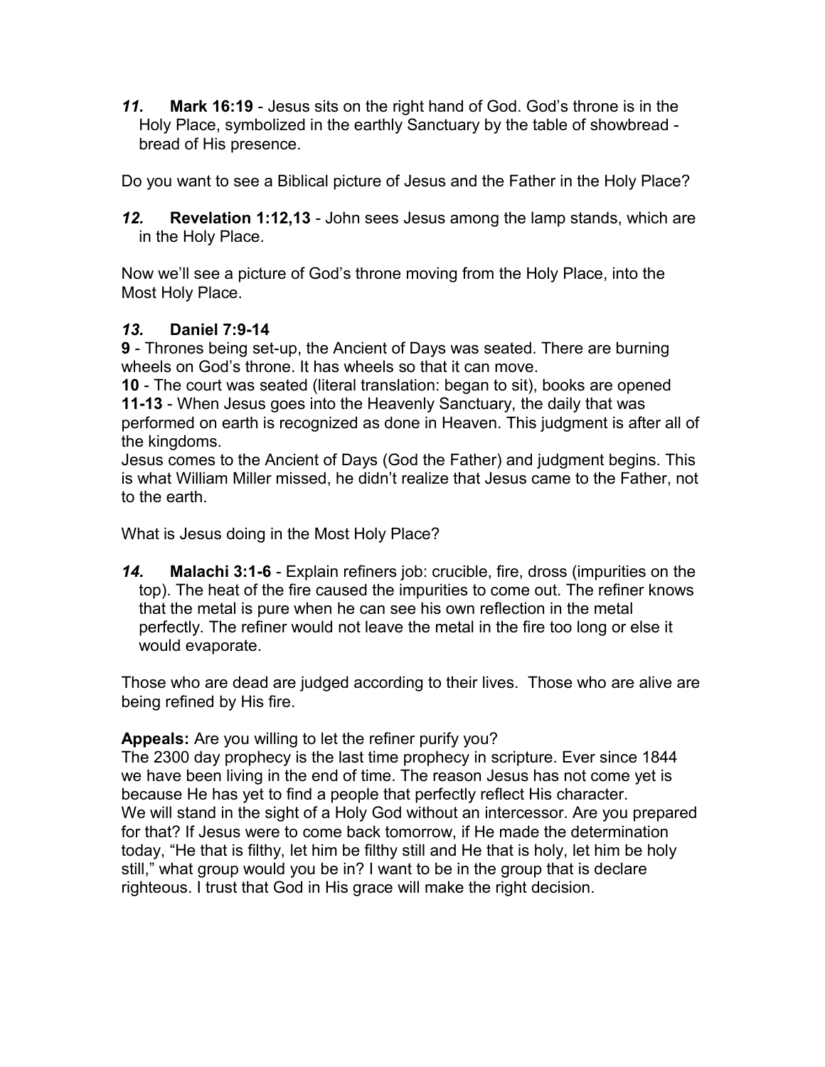***11.*** **Mark 16:19** - Jesus sits on the right hand of God. God's throne is in the Holy Place, symbolized in the earthly Sanctuary by the table of showbread - bread of His presence.

Do you want to see a Biblical picture of Jesus and the Father in the Holy Place?

***12.*** **Revelation 1:12,13** - John sees Jesus among the lamp stands, which are in the Holy Place.

Now we'll see a picture of God's throne moving from the Holy Place, into the Most Holy Place.

***13.*** **Daniel 7:9-14**

**9** - Thrones being set-up, the Ancient of Days was seated. There are burning wheels on God's throne. It has wheels so that it can move.

**10** - The court was seated (literal translation: began to sit), books are opened

**11-13** - When Jesus goes into the Heavenly Sanctuary, the daily that was performed on earth is recognized as done in Heaven. This judgment is after all of the kingdoms.

Jesus comes to the Ancient of Days (God the Father) and judgment begins. This is what William Miller missed, he didn't realize that Jesus came to the Father, not to the earth.

What is Jesus doing in the Most Holy Place?

***14.*** **Malachi 3:1-6** - Explain refiners job: crucible, fire, dross (impurities on the top). The heat of the fire caused the impurities to come out. The refiner knows that the metal is pure when he can see his own reflection in the metal perfectly. The refiner would not leave the metal in the fire too long or else it would evaporate.

Those who are dead are judged according to their lives. Those who are alive are being refined by His fire.

**Appeals:** Are you willing to let the refiner purify you?

The 2300 day prophecy is the last time prophecy in scripture. Ever since 1844 we have been living in the end of time. The reason Jesus has not come yet is because He has yet to find a people that perfectly reflect His character.

We will stand in the sight of a Holy God without an intercessor. Are you prepared for that? If Jesus were to come back tomorrow, if He made the determination today, "He that is filthy, let him be filthy still and He that is holy, let him be holy still," what group would you be in? I want to be in the group that is declare righteous. I trust that God in His grace will make the right decision.